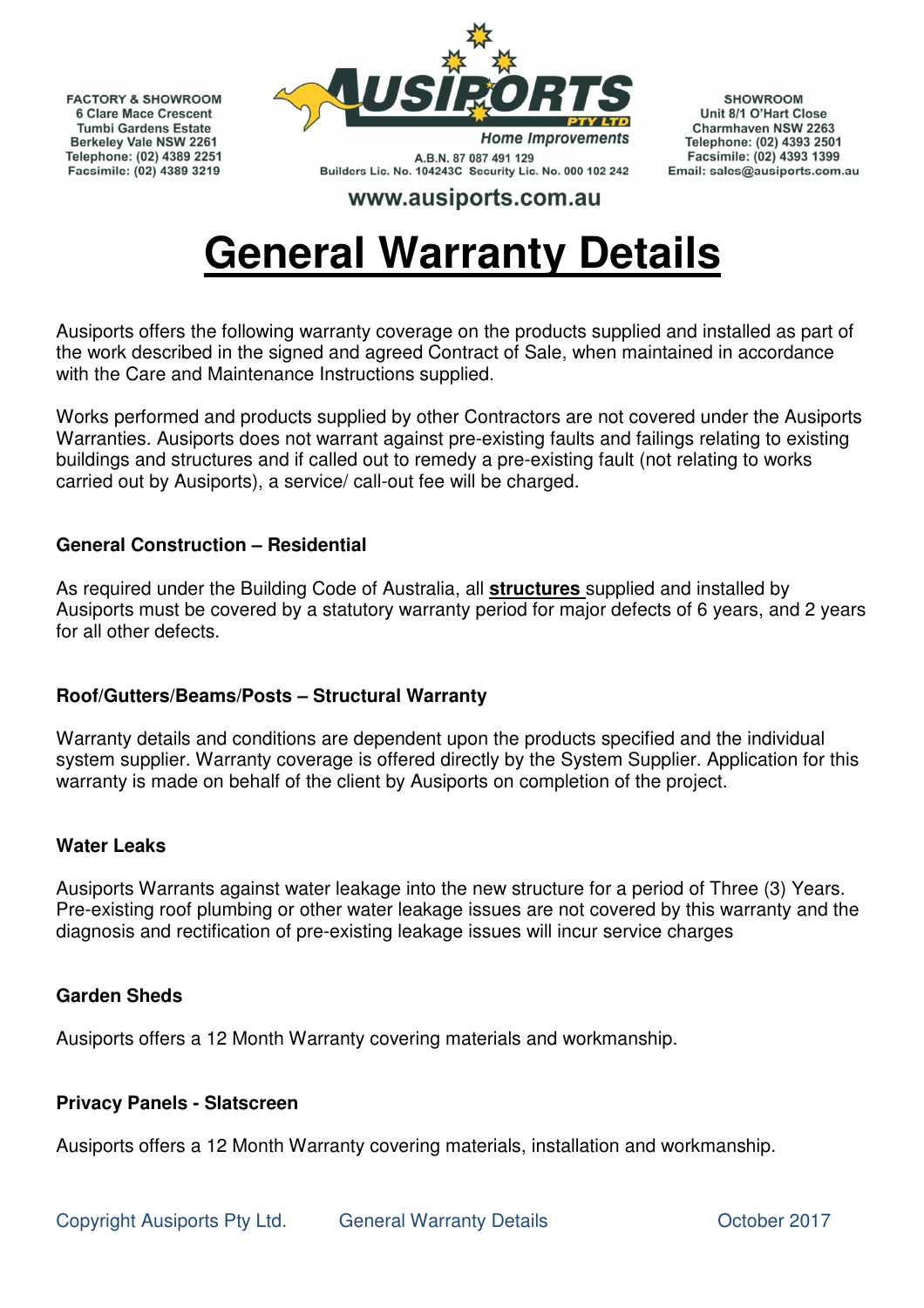FACTORY & SHOWROOM
6 Clare Mace Crescent
Tumbi Gardens Estate
Berkeley Vale NSW 2261
Telephone: (02) 4389 2251
Facsimile: (02) 4389 3219

AUSIPORTS PTY LTD
Home Improvements
A.B.N. 87 087 491 129
Builders Lic. No. 104243C Security Lic. No. 000 102 242

SHOWROOM
Unit 8/1 O'Hart Close
Charmhaven NSW 2263
Telephone: (02) 4393 2501
Facsimile: (02) 4393 1399
Email: sales@ausiports.com.au

www.ausiports.com.au

# General Warranty Details

Ausiports offers the following warranty coverage on the products supplied and installed as part of the work described in the signed and agreed Contract of Sale, when maintained in accordance with the Care and Maintenance Instructions supplied.

Works performed and products supplied by other Contractors are not covered under the Ausiports Warranties. Ausiports does not warrant against pre-existing faults and failings relating to existing buildings and structures and if called out to remedy a pre-existing fault (not relating to works carried out by Ausiports), a service/ call-out fee will be charged.

**General Construction – Residential**

As required under the Building Code of Australia, all **structures** supplied and installed by Ausiports must be covered by a statutory warranty period for major defects of 6 years, and 2 years for all other defects.

**Roof/Gutters/Beams/Posts – Structural Warranty**

Warranty details and conditions are dependent upon the products specified and the individual system supplier. Warranty coverage is offered directly by the System Supplier. Application for this warranty is made on behalf of the client by Ausiports on completion of the project.

**Water Leaks**

Ausiports Warrants against water leakage into the new structure for a period of Three (3) Years. Pre-existing roof plumbing or other water leakage issues are not covered by this warranty and the diagnosis and rectification of pre-existing leakage issues will incur service charges

**Garden Sheds**

Ausiports offers a 12 Month Warranty covering materials and workmanship.

**Privacy Panels - Slatscreen**

Ausiports offers a 12 Month Warranty covering materials, installation and workmanship.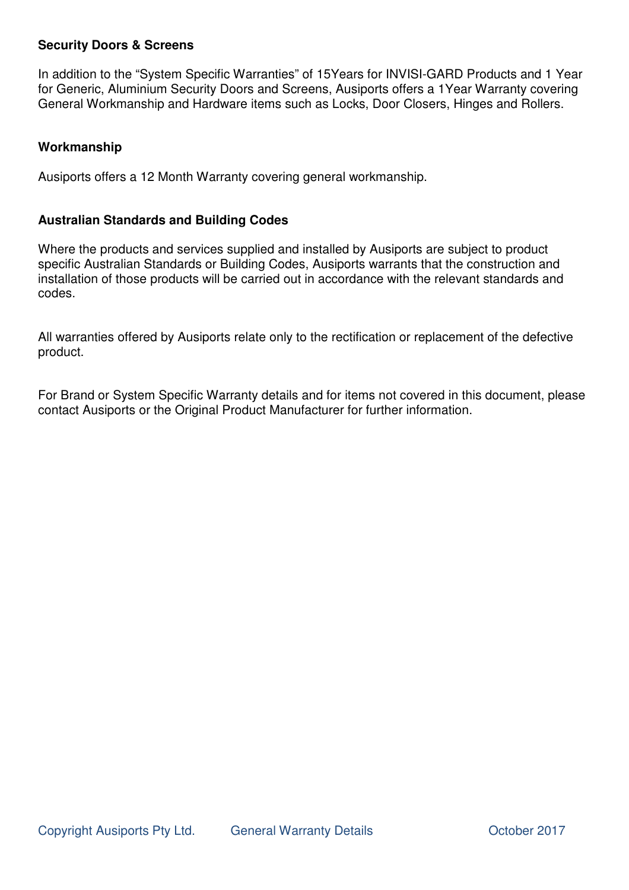**Security Doors & Screens**

In addition to the “System Specific Warranties” of 15Years for INVISI-GARD Products and 1 Year for Generic, Aluminium Security Doors and Screens, Ausiports offers a 1Year Warranty covering General Workmanship and Hardware items such as Locks, Door Closers, Hinges and Rollers.

**Workmanship**

Ausiports offers a 12 Month Warranty covering general workmanship.

**Australian Standards and Building Codes**

Where the products and services supplied and installed by Ausiports are subject to product specific Australian Standards or Building Codes, Ausiports warrants that the construction and installation of those products will be carried out in accordance with the relevant standards and codes.

All warranties offered by Ausiports relate only to the rectification or replacement of the defective product.

For Brand or System Specific Warranty details and for items not covered in this document, please contact Ausiports or the Original Product Manufacturer for further information.